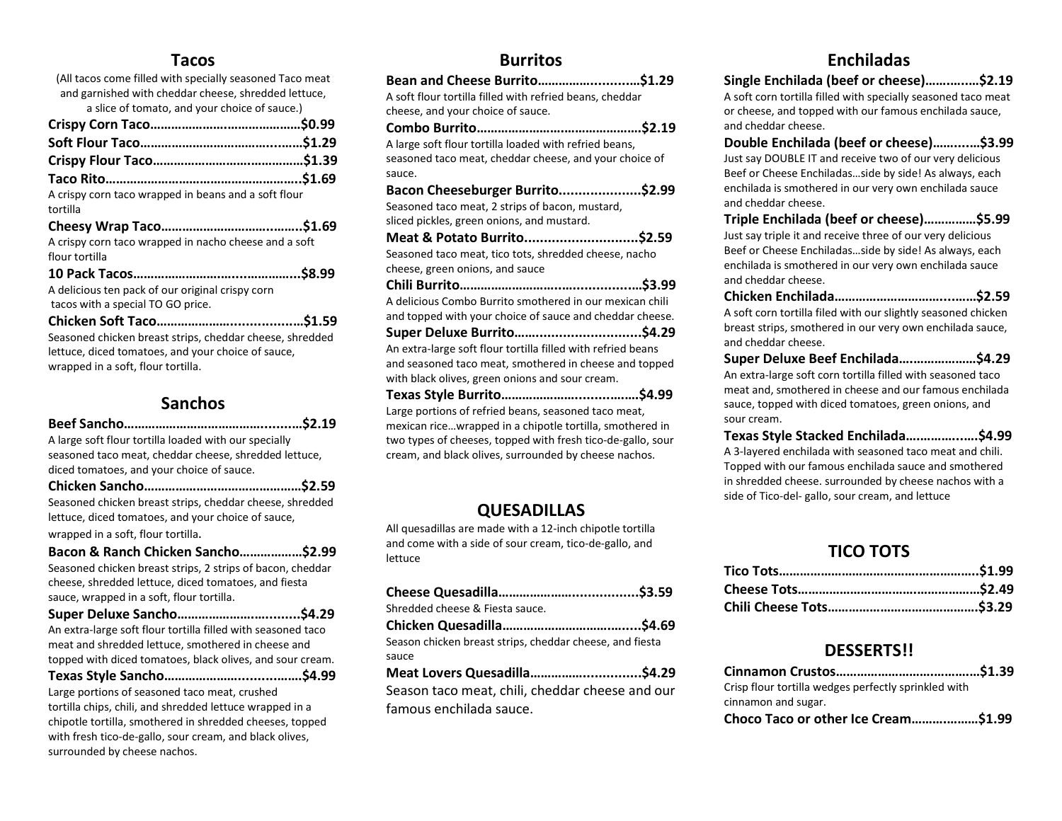## Tacos

(All tacos come filled with specially seasoned Taco meat and garnished with cheddar cheese, shredded lettuce, a slice of tomato, and your choice of sauce.)

**Crispy Corn Taco……………………………………$0.99**

**Soft Flour Taco……………………………….……$1.29**

**Crispy Flour Taco……………………………………$1.39**

**Taco Rito………………………………………………..$1.69**

A crispy corn taco wrapped in beans and a soft flour tortilla

**Cheesy Wrap Taco………………………….……..$1.69**

A crispy corn taco wrapped in nacho cheese and a soft flour tortilla

**10 Pack Tacos……………………….....…………...$8.99**

A delicious ten pack of our original crispy corn tacos with a special TO GO price.

**Chicken Soft Taco…………………................…$1.59**

Seasoned chicken breast strips, cheddar cheese, shredded lettuce, diced tomatoes, and your choice of sauce, wrapped in a soft, flour tortilla.

## Sanchos

**Beef Sancho…………………………………...........$2.19**

A large soft flour tortilla loaded with our specially seasoned taco meat, cheddar cheese, shredded lettuce, diced tomatoes, and your choice of sauce.

**Chicken Sancho………………………………………$2.59**

Seasoned chicken breast strips, cheddar cheese, shredded lettuce, diced tomatoes, and your choice of sauce, wrapped in a soft, flour tortilla.

**Bacon & Ranch Chicken Sancho………………$2.99**

Seasoned chicken breast strips, 2 strips of bacon, cheddar cheese, shredded lettuce, diced tomatoes, and fiesta sauce, wrapped in a soft, flour tortilla.

**Super Deluxe Sancho……………………..........$4.29**

An extra-large soft flour tortilla filled with seasoned taco meat and shredded lettuce, smothered in cheese and topped with diced tomatoes, black olives, and sour cream.

**Texas Style Sancho…………………...............$4.99**

Large portions of seasoned taco meat, crushed tortilla chips, chili, and shredded lettuce wrapped in a chipotle tortilla, smothered in shredded cheeses, topped with fresh tico-de-gallo, sour cream, and black olives, surrounded by cheese nachos.

## Burritos

**Bean and Cheese Burrito……………..........$1.29**

A soft flour tortilla filled with refried beans, cheddar cheese, and your choice of sauce.

**Combo Burrito………………………………………..$2.19**

A large soft flour tortilla loaded with refried beans, seasoned taco meat, cheddar cheese, and your choice of sauce.

**Bacon Cheeseburger Burrito....................$2.99**

Seasoned taco meat, 2 strips of bacon, mustard, sliced pickles, green onions, and mustard.

**Meat & Potato Burrito............................$2.59**

Seasoned taco meat, tico tots, shredded cheese, nacho cheese, green onions, and sauce

**Chili Burrito……………………......................$3.99**

A delicious Combo Burrito smothered in our mexican chili and topped with your choice of sauce and cheddar cheese.

**Super Deluxe Burrito…..............................$4.29**

An extra-large soft flour tortilla filled with refried beans and seasoned taco meat, smothered in cheese and topped with black olives, green onions and sour cream.

**Texas Style Burrito…………………...............$4.99**

Large portions of refried beans, seasoned taco meat, mexican rice…wrapped in a chipotle tortilla, smothered in two types of cheeses, topped with fresh tico-de-gallo, sour cream, and black olives, surrounded by cheese nachos.

## QUESADILLAS

All quesadillas are made with a 12-inch chipotle tortilla and come with a side of sour cream, tico-de-gallo, and lettuce

**Cheese Quesadilla…………………................$3.59**

Shredded cheese & Fiesta sauce.

**Chicken Quesadilla…………………………........$4.69**

Season chicken breast strips, cheddar cheese, and fiesta sauce

**Meat Lovers Quesadilla…………..................$4.29**

Season taco meat, chili, cheddar cheese and our famous enchilada sauce.

## Enchiladas

**Single Enchilada (beef or cheese)…………..$2.19**

A soft corn tortilla filled with specially seasoned taco meat or cheese, and topped with our famous enchilada sauce, and cheddar cheese.

**Double Enchilada (beef or cheese)……......$3.99**

Just say DOUBLE IT and receive two of our very delicious Beef or Cheese Enchiladas…side by side! As always, each enchilada is smothered in our very own enchilada sauce and cheddar cheese.

**Triple Enchilada (beef or cheese)……………$5.99**

Just say triple it and receive three of our very delicious Beef or Cheese Enchiladas…side by side! As always, each enchilada is smothered in our very own enchilada sauce and cheddar cheese.

**Chicken Enchilada………………………...……$2.59**

A soft corn tortilla filed with our slightly seasoned chicken breast strips, smothered in our very own enchilada sauce, and cheddar cheese.

**Super Deluxe Beef Enchilada…………………$4.29**

An extra-large soft corn tortilla filled with seasoned taco meat and, smothered in cheese and our famous enchilada sauce, topped with diced tomatoes, green onions, and sour cream.

**Texas Style Stacked Enchilada…………..…$4.99**

A 3-layered enchilada with seasoned taco meat and chili. Topped with our famous enchilada sauce and smothered in shredded cheese. surrounded by cheese nachos with a side of Tico-del- gallo, sour cream, and lettuce

## TICO TOTS

**Tico Tots…………………………………………………$1.99**

**Cheese Tots……………………………………………$2.49**

**Chili Cheese Tots……………………………………$3.29**

## DESSERTS!!

**Cinnamon Crustos…………………………………$1.39**

Crisp flour tortilla wedges perfectly sprinkled with cinnamon and sugar.

**Choco Taco or other Ice Cream………………$1.99**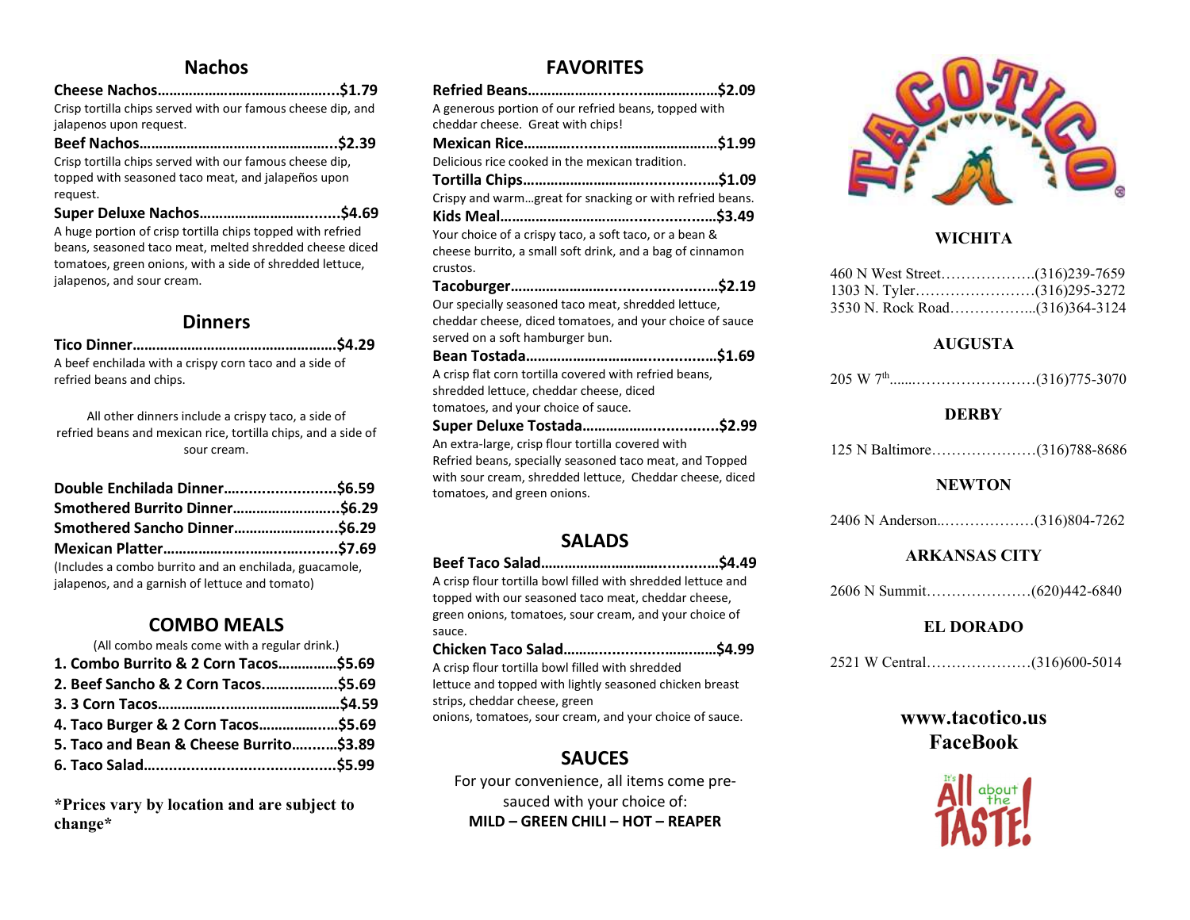## Nachos

**Cheese Nachos……………………………………...$1.79**
Crisp tortilla chips served with our famous cheese dip, and jalapenos upon request.

**Beef Nachos…………………………….…………..$2.39**
Crisp tortilla chips served with our famous cheese dip, topped with seasoned taco meat, and jalapeños upon request.

**Super Deluxe Nachos……………………….......$4.69**
A huge portion of crisp tortilla chips topped with refried beans, seasoned taco meat, melted shredded cheese diced tomatoes, green onions, with a side of shredded lettuce, jalapenos, and sour cream.

## Dinners

**Tico Dinner……………………………………………$4.29**
A beef enchilada with a crispy corn taco and a side of refried beans and chips.

All other dinners include a crispy taco, a side of refried beans and mexican rice, tortilla chips, and a side of sour cream.

**Double Enchilada Dinner…......................$6.59**
**Smothered Burrito Dinner……………………..$6.29**
**Smothered Sancho Dinner………………….....$6.29**
**Mexican Platter……………………….…..….......$7.69**
(Includes a combo burrito and an enchilada, guacamole, jalapenos, and a garnish of lettuce and tomato)

## COMBO MEALS

(All combo meals come with a regular drink.)

**1. Combo Burrito & 2 Corn Tacos……………$5.69**
**2. Beef Sancho & 2 Corn Tacos………………$5.69**
**3. 3 Corn Tacos…………….…………………………$4.59**
**4. Taco Burger & 2 Corn Tacos………….……$5.69**
**5. Taco and Bean & Cheese Burrito….……..$3.89**
**6. Taco Salad……...................................$5.99**

***Prices vary by location and are subject to change***

## FAVORITES

**Refried Beans………………….………………………$2.09**
A generous portion of our refried beans, topped with cheddar cheese. Great with chips!

**Mexican Rice………….………….……………………$1.99**
Delicious rice cooked in the mexican tradition.

**Tortilla Chips……………………………….............$1.09**
Crispy and warm…great for snacking or with refried beans.

**Kids Meal………………………………….................$3.49**
Your choice of a crispy taco, a soft taco, or a bean & cheese burrito, a small soft drink, and a bag of cinnamon crustos.

**Tacoburger…………………….............................$2.19**
Our specially seasoned taco meat, shredded lettuce, cheddar cheese, diced tomatoes, and your choice of sauce served on a soft hamburger bun.

**Bean Tostada………………………….................$1.69**
A crisp flat corn tortilla covered with refried beans, shredded lettuce, cheddar cheese, diced tomatoes, and your choice of sauce.

**Super Deluxe Tostada…………………..............$2.99**
An extra-large, crisp flour tortilla covered with Refried beans, specially seasoned taco meat, and Topped with sour cream, shredded lettuce, Cheddar cheese, diced tomatoes, and green onions.

## SALADS

**Beef Taco Salad……………………….…...............$4.49**
A crisp flour tortilla bowl filled with shredded lettuce and topped with our seasoned taco meat, cheddar cheese, green onions, tomatoes, sour cream, and your choice of sauce.

**Chicken Taco Salad……...........................…$4.99**
A crisp flour tortilla bowl filled with shredded lettuce and topped with lightly seasoned chicken breast strips, cheddar cheese, green onions, tomatoes, sour cream, and your choice of sauce.

## SAUCES

For your convenience, all items come pre-sauced with your choice of:
**MILD – GREEN CHILI – HOT – REAPER**

TACO TICO

### WICHITA

460 N West Street……………….(316)239-7659
1303 N. Tyler……………………(316)295-3272
3530 N. Rock Road……………...(316)364-3124

### AUGUSTA

205 W 7th......……………………(316)775-3070

### DERBY

125 N Baltimore…………………(316)788-8686

### NEWTON

2406 N Anderson..………………(316)804-7262

### ARKANSAS CITY

2606 N Summit…………………(620)442-6840

### EL DORADO

2521 W Central…………………(316)600-5014

**www.tacotico.us**
**FaceBook**

It's All about the TASTE!